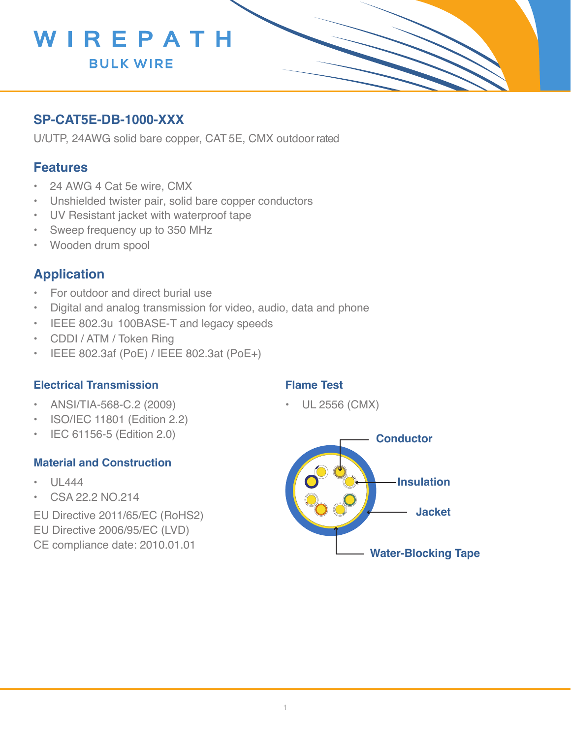WIREPATH

BULK WIRE

## SP-CAT5E-DB-1000-XXX

U/UTP, 24AWG solid bare copper, CAT 5E, CMX outdoor rated

## Features

- 24 AWG 4 Cat 5e wire, CMX
- Unshielded twister pair, solid bare copper conductors
- UV Resistant jacket with waterproof tape
- Sweep frequency up to 350 MHz
- Wooden drum spool

## Application

- For outdoor and direct burial use
- Digital and analog transmission for video, audio, data and phone
- IEEE 802.3u 100BASE-T and legacy speeds
- CDDI / ATM / Token Ring
- IEEE 802.3af (PoE) / IEEE 802.3at (PoE+)

### Electrical Transmission

- ANSI/TIA-568-C.2 (2009)
- ISO/IEC 11801 (Edition 2.2)
- IEC 61156-5 (Edition 2.0)

### Material and Construction

- UL444
- CSA 22.2 NO.214

EU Directive 2011/65/EC (RoHS2)
EU Directive 2006/95/EC (LVD)
CE compliance date: 2010.01.01

### Flame Test

- UL 2556 (CMX)

Conductor

Insulation

Jacket

Water-Blocking Tape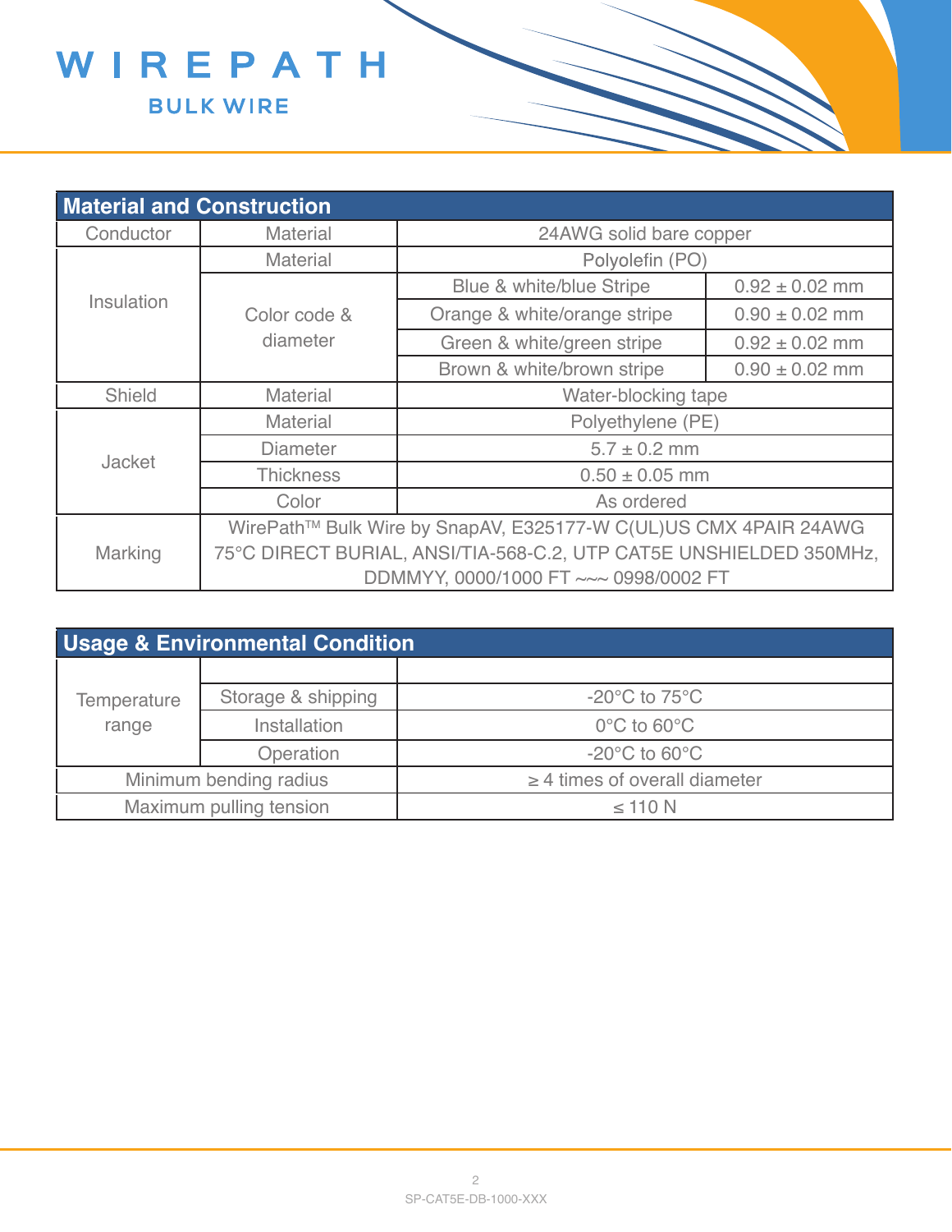| Material and Construction | | | |
|---|---|---|---|
| Conductor | Material | 24AWG solid bare copper | |
| Insulation | Material | Polyolefin (PO) | |
| | Color code & diameter | Blue & white/blue Stripe | 0.92 ± 0.02 mm |
| | | Orange & white/orange stripe | 0.90 ± 0.02 mm |
| | | Green & white/green stripe | 0.92 ± 0.02 mm |
| | | Brown & white/brown stripe | 0.90 ± 0.02 mm |
| Shield | Material | Water-blocking tape | |
| Jacket | Material | Polyethylene (PE) | |
| | Diameter | 5.7 ± 0.2 mm | |
| | Thickness | 0.50 ± 0.05 mm | |
| | Color | As ordered | |
| Marking | WirePath™ Bulk Wire by SnapAV, E325177-W C(UL)US CMX 4PAIR 24AWG 75°C DIRECT BURIAL, ANSI/TIA-568-C.2, UTP CAT5E UNSHIELDED 350MHz, DDMMYY, 0000/1000 FT ~~~ 0998/0002 FT | | |

| Usage & Environmental Condition | | |
|---|---|---|
| Temperature range | | |
| | Storage & shipping | -20°C to 75°C |
| | Installation | 0°C to 60°C |
| | Operation | -20°C to 60°C |
| Minimum bending radius | | ≥ 4 times of overall diameter |
| Maximum pulling tension | | ≤ 110 N |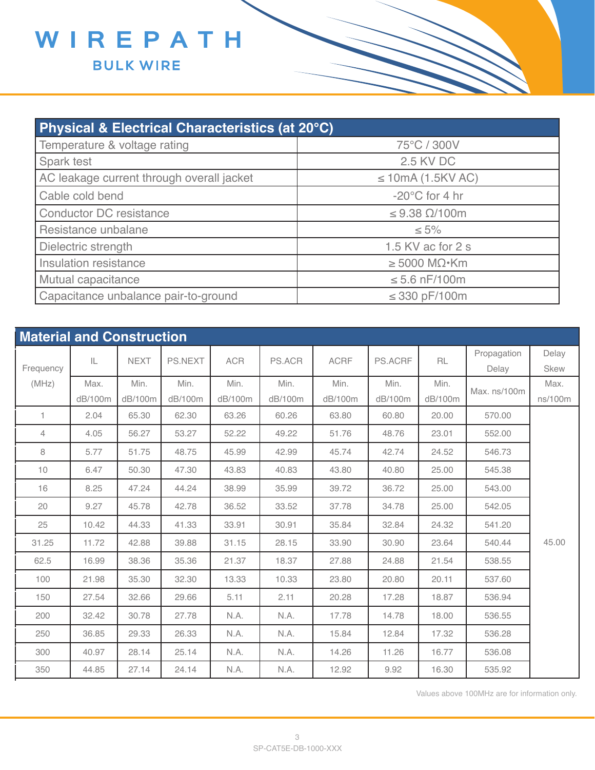WIREPATH

BULK WIRE

| Physical & Electrical Characteristics (at 20°C) | |
|---|---|
| Temperature & voltage rating | 75°C / 300V |
| Spark test | 2.5 KV DC |
| AC leakage current through overall jacket | ≤ 10mA (1.5KV AC) |
| Cable cold bend | -20°C for 4 hr |
| Conductor DC resistance | ≤ 9.38 Ω/100m |
| Resistance unbalane | ≤ 5% |
| Dielectric strength | 1.5 KV ac for 2 s |
| Insulation resistance | ≥ 5000 MΩ•Km |
| Mutual capacitance | ≤ 5.6 nF/100m |
| Capacitance unbalance pair-to-ground | ≤ 330 pF/100m |

## Material and Construction

| Frequency (MHz) | IL | NEXT | PS.NEXT | ACR | PS.ACR | ACRF | PS.ACRF | RL | Propagation Delay | Delay Skew |
|---|---|---|---|---|---|---|---|---|---|---|
| | Max. dB/100m | Min. dB/100m | Min. dB/100m | Min. dB/100m | Min. dB/100m | Min. dB/100m | Min. dB/100m | Min. dB/100m | Max. ns/100m | Max. ns/100m |
| 1 | 2.04 | 65.30 | 62.30 | 63.26 | 60.26 | 63.80 | 60.80 | 20.00 | 570.00 | 45.00 |
| 4 | 4.05 | 56.27 | 53.27 | 52.22 | 49.22 | 51.76 | 48.76 | 23.01 | 552.00 | |
| 8 | 5.77 | 51.75 | 48.75 | 45.99 | 42.99 | 45.74 | 42.74 | 24.52 | 546.73 | |
| 10 | 6.47 | 50.30 | 47.30 | 43.83 | 40.83 | 43.80 | 40.80 | 25.00 | 545.38 | |
| 16 | 8.25 | 47.24 | 44.24 | 38.99 | 35.99 | 39.72 | 36.72 | 25.00 | 543.00 | |
| 20 | 9.27 | 45.78 | 42.78 | 36.52 | 33.52 | 37.78 | 34.78 | 25.00 | 542.05 | |
| 25 | 10.42 | 44.33 | 41.33 | 33.91 | 30.91 | 35.84 | 32.84 | 24.32 | 541.20 | |
| 31.25 | 11.72 | 42.88 | 39.88 | 31.15 | 28.15 | 33.90 | 30.90 | 23.64 | 540.44 | |
| 62.5 | 16.99 | 38.36 | 35.36 | 21.37 | 18.37 | 27.88 | 24.88 | 21.54 | 538.55 | |
| 100 | 21.98 | 35.30 | 32.30 | 13.33 | 10.33 | 23.80 | 20.80 | 20.11 | 537.60 | |
| 150 | 27.54 | 32.66 | 29.66 | 5.11 | 2.11 | 20.28 | 17.28 | 18.87 | 536.94 | |
| 200 | 32.42 | 30.78 | 27.78 | N.A. | N.A. | 17.78 | 14.78 | 18.00 | 536.55 | |
| 250 | 36.85 | 29.33 | 26.33 | N.A. | N.A. | 15.84 | 12.84 | 17.32 | 536.28 | |
| 300 | 40.97 | 28.14 | 25.14 | N.A. | N.A. | 14.26 | 11.26 | 16.77 | 536.08 | |
| 350 | 44.85 | 27.14 | 24.14 | N.A. | N.A. | 12.92 | 9.92 | 16.30 | 535.92 | |

Values above 100MHz are for information only.

SP-CAT5E-DB-1000-XXX